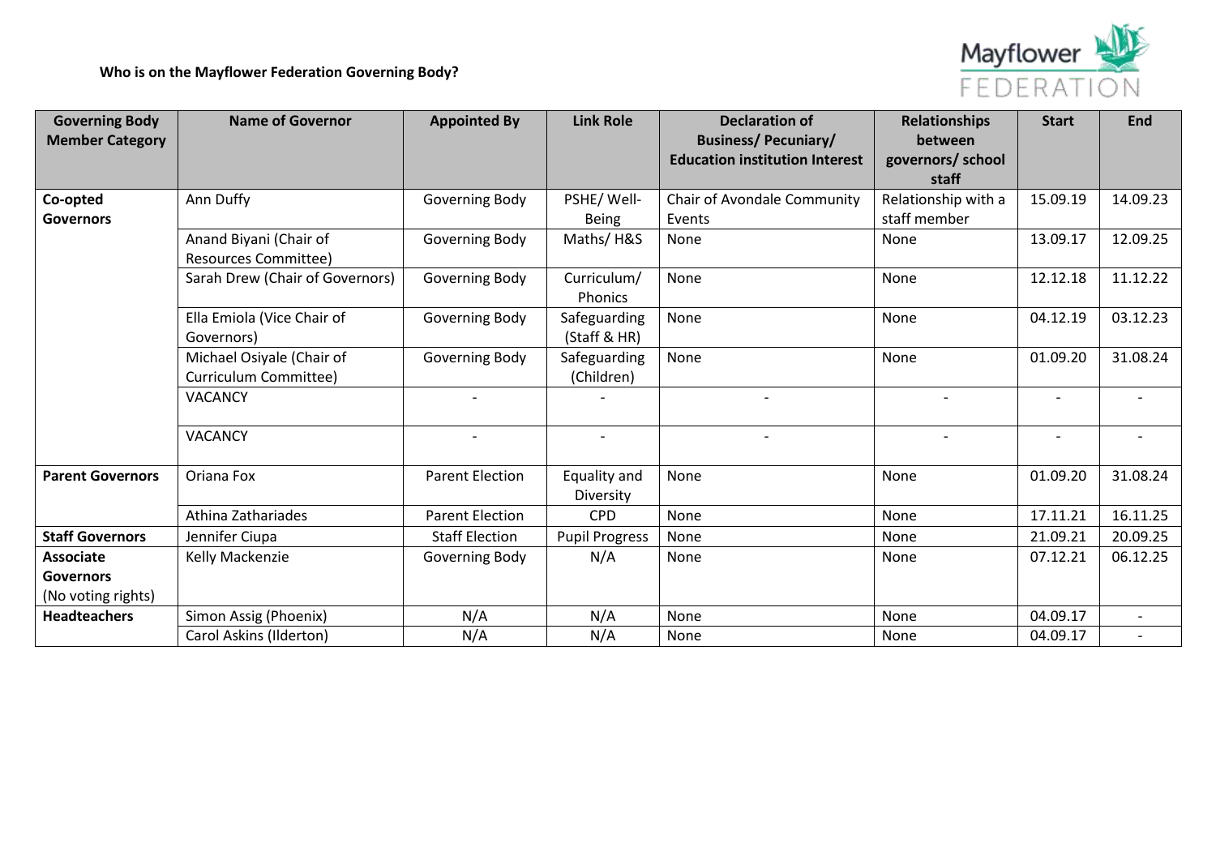**Who is on the Mayflower Federation Governing Body?**

| Governing Body Member Category | Name of Governor | Appointed By | Link Role | Declaration of Business/ Pecuniary/ Education institution Interest | Relationships between governors/ school staff | Start | End |
|---|---|---|---|---|---|---|---|
| **Co-opted Governors** | Ann Duffy | Governing Body | PSHE/ Well-Being | Chair of Avondale Community Events | Relationship with a staff member | 15.09.19 | 14.09.23 |
| | Anand Biyani (Chair of Resources Committee) | Governing Body | Maths/ H&S | None | None | 13.09.17 | 12.09.25 |
| | Sarah Drew (Chair of Governors) | Governing Body | Curriculum/ Phonics | None | None | 12.12.18 | 11.12.22 |
| | Ella Emiola (Vice Chair of Governors) | Governing Body | Safeguarding (Staff & HR) | None | None | 04.12.19 | 03.12.23 |
| | Michael Osiyale (Chair of Curriculum Committee) | Governing Body | Safeguarding (Children) | None | None | 01.09.20 | 31.08.24 |
| | VACANCY | - | - | - | - | - | - |
| | VACANCY | - | - | - | - | - | - |
| **Parent Governors** | Oriana Fox | Parent Election | Equality and Diversity | None | None | 01.09.20 | 31.08.24 |
| | Athina Zathariades | Parent Election | CPD | None | None | 17.11.21 | 16.11.25 |
| **Staff Governors** | Jennifer Ciupa | Staff Election | Pupil Progress | None | None | 21.09.21 | 20.09.25 |
| **Associate Governors** (No voting rights) | Kelly Mackenzie | Governing Body | N/A | None | None | 07.12.21 | 06.12.25 |
| **Headteachers** | Simon Assig (Phoenix) | N/A | N/A | None | None | 04.09.17 | - |
| | Carol Askins (Ilderton) | N/A | N/A | None | None | 04.09.17 | - |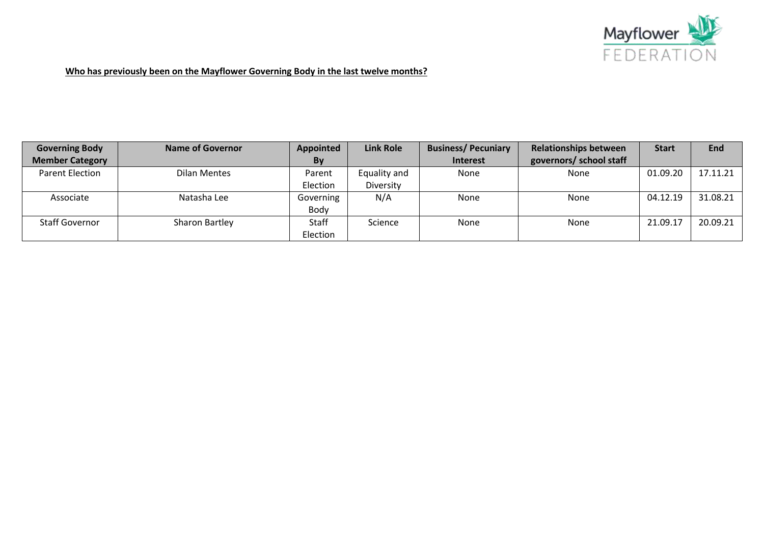**Who has previously been on the Mayflower Governing Body in the last twelve months?**

| Governing Body Member Category | Name of Governor | Appointed By | Link Role | Business/ Pecuniary Interest | Relationships between governors/ school staff | Start | End |
|---|---|---|---|---|---|---|---|
| Parent Election | Dilan Mentes | Parent Election | Equality and Diversity | None | None | 01.09.20 | 17.11.21 |
| Associate | Natasha Lee | Governing Body | N/A | None | None | 04.12.19 | 31.08.21 |
| Staff Governor | Sharon Bartley | Staff Election | Science | None | None | 21.09.17 | 20.09.21 |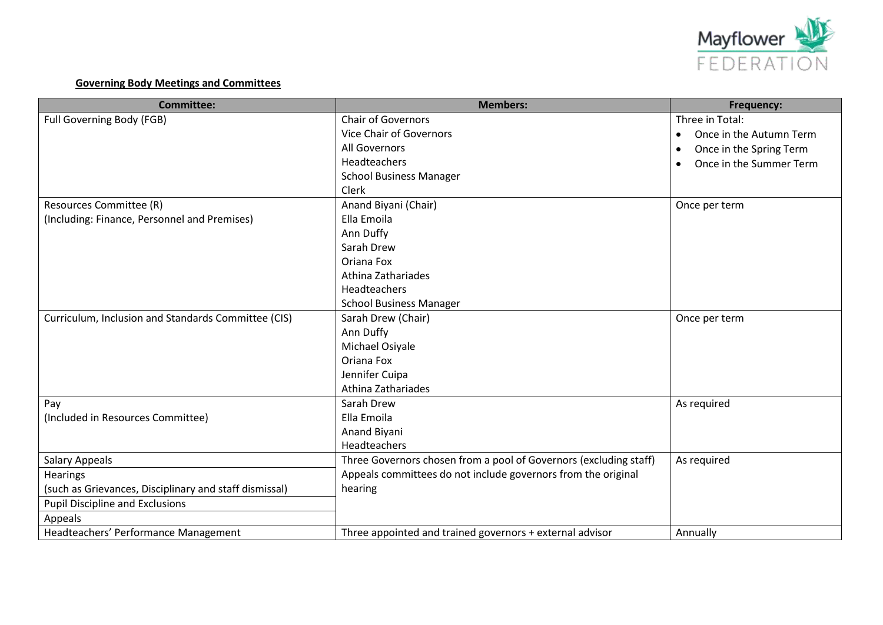**Governing Body Meetings and Committees**

| Committee: | Members: | Frequency: |
|---|---|---|
| Full Governing Body (FGB) | Chair of Governors<br>Vice Chair of Governors<br>All Governors<br>Headteachers<br>School Business Manager<br>Clerk | Three in Total:<br>• Once in the Autumn Term<br>• Once in the Spring Term<br>• Once in the Summer Term |
| Resources Committee (R)<br>(Including: Finance, Personnel and Premises) | Anand Biyani (Chair)<br>Ella Emoila<br>Ann Duffy<br>Sarah Drew<br>Oriana Fox<br>Athina Zathariades<br>Headteachers<br>School Business Manager | Once per term |
| Curriculum, Inclusion and Standards Committee (CIS) | Sarah Drew (Chair)<br>Ann Duffy<br>Michael Osiyale<br>Oriana Fox<br>Jennifer Cuipa<br>Athina Zathariades | Once per term |
| Pay<br>(Included in Resources Committee) | Sarah Drew<br>Ella Emoila<br>Anand Biyani<br>Headteachers | As required |
| Salary Appeals<br>Hearings<br>(such as Grievances, Disciplinary and staff dismissal)<br>Pupil Discipline and Exclusions<br>Appeals | Three Governors chosen from a pool of Governors (excluding staff)<br>Appeals committees do not include governors from the original hearing | As required |
| Headteachers' Performance Management | Three appointed and trained governors + external advisor | Annually |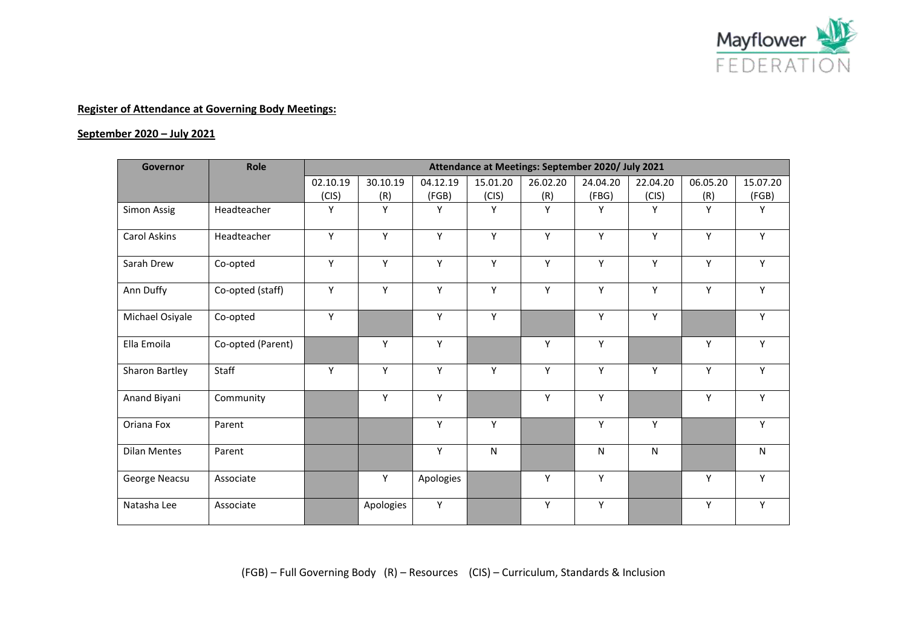**Register of Attendance at Governing Body Meetings:**

**September 2020 – July 2021**

| Governor | Role | Attendance at Meetings: September 2020/ July 2021 | | | | | | | | |
|---|---|---|---|---|---|---|---|---|---|---|
| | | 02.10.19 (CIS) | 30.10.19 (R) | 04.12.19 (FGB) | 15.01.20 (CIS) | 26.02.20 (R) | 24.04.20 (FBG) | 22.04.20 (CIS) | 06.05.20 (R) | 15.07.20 (FGB) |
| Simon Assig | Headteacher | Y | Y | Y | Y | Y | Y | Y | Y | Y |
| Carol Askins | Headteacher | Y | Y | Y | Y | Y | Y | Y | Y | Y |
| Sarah Drew | Co-opted | Y | Y | Y | Y | Y | Y | Y | Y | Y |
| Ann Duffy | Co-opted (staff) | Y | Y | Y | Y | Y | Y | Y | Y | Y |
| Michael Osiyale | Co-opted | Y | | Y | Y | | Y | Y | | Y |
| Ella Emoila | Co-opted (Parent) | | Y | Y | | Y | Y | | Y | Y |
| Sharon Bartley | Staff | Y | Y | Y | Y | Y | Y | Y | Y | Y |
| Anand Biyani | Community | | Y | Y | | Y | Y | | Y | Y |
| Oriana Fox | Parent | | | Y | Y | | Y | Y | | Y |
| Dilan Mentes | Parent | | | Y | N | | N | N | | N |
| George Neacsu | Associate | | Y | Apologies | | Y | Y | | Y | Y |
| Natasha Lee | Associate | | Apologies | Y | | Y | Y | | Y | Y |

(FGB) – Full Governing Body (R) – Resources (CIS) – Curriculum, Standards & Inclusion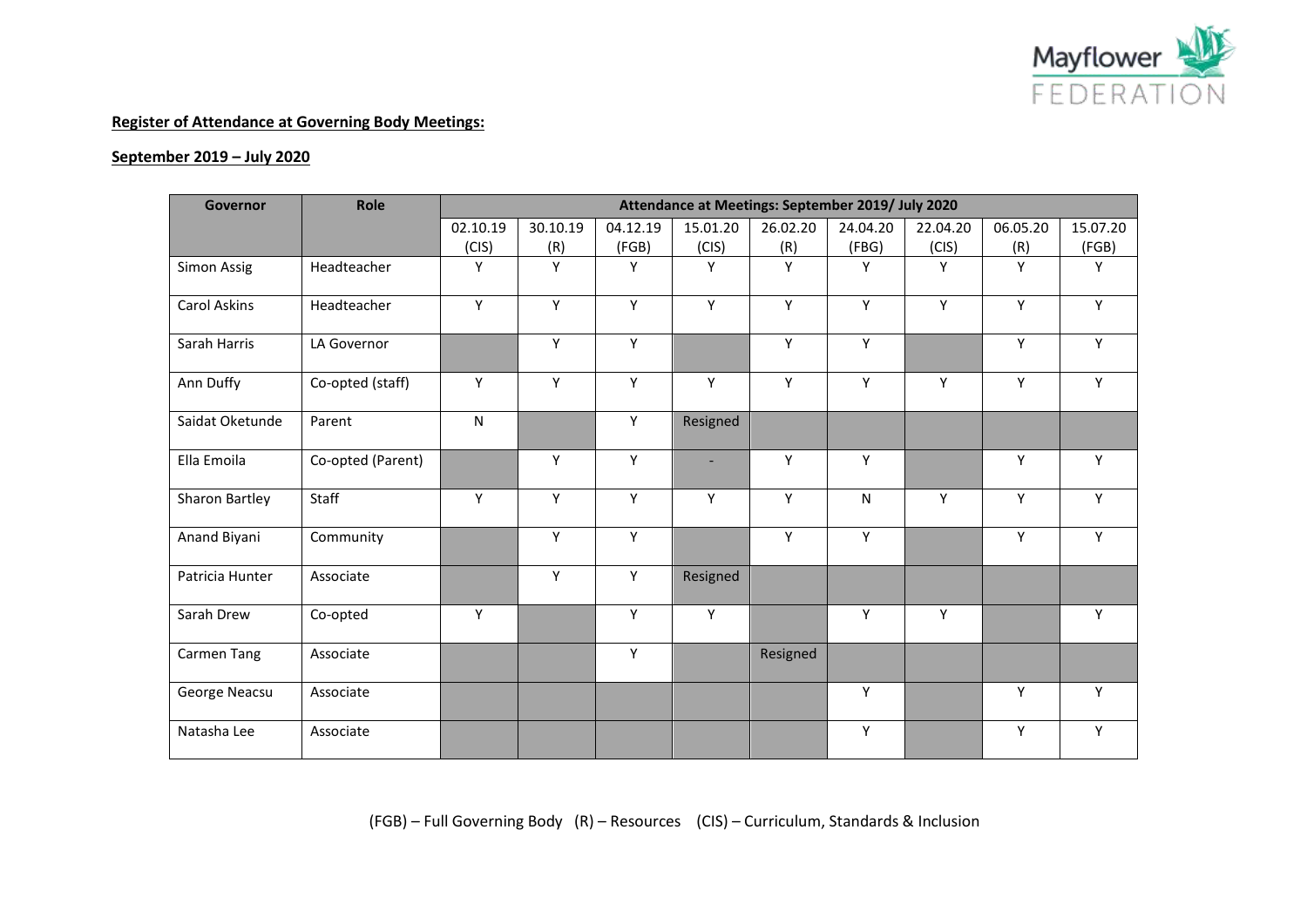**Register of Attendance at Governing Body Meetings:**

**September 2019 – July 2020**

| Governor | Role | Attendance at Meetings: September 2019/ July 2020 | | | | | | | | |
|---|---|---|---|---|---|---|---|---|---|---|
| | | 02.10.19 (CIS) | 30.10.19 (R) | 04.12.19 (FGB) | 15.01.20 (CIS) | 26.02.20 (R) | 24.04.20 (FBG) | 22.04.20 (CIS) | 06.05.20 (R) | 15.07.20 (FGB) |
| Simon Assig | Headteacher | Y | Y | Y | Y | Y | Y | Y | Y | Y |
| Carol Askins | Headteacher | Y | Y | Y | Y | Y | Y | Y | Y | Y |
| Sarah Harris | LA Governor | | Y | Y | | Y | Y | | Y | Y |
| Ann Duffy | Co-opted (staff) | Y | Y | Y | Y | Y | Y | Y | Y | Y |
| Saidat Oketunde | Parent | N | | Y | Resigned | | | | | |
| Ella Emoila | Co-opted (Parent) | | Y | Y | - | Y | Y | | Y | Y |
| Sharon Bartley | Staff | Y | Y | Y | Y | Y | N | Y | Y | Y |
| Anand Biyani | Community | | Y | Y | | Y | Y | | Y | Y |
| Patricia Hunter | Associate | | Y | Y | Resigned | | | | | |
| Sarah Drew | Co-opted | Y | | Y | Y | | Y | Y | | Y |
| Carmen Tang | Associate | | | Y | | Resigned | | | | |
| George Neacsu | Associate | | | | | | Y | | Y | Y |
| Natasha Lee | Associate | | | | | | Y | | Y | Y |

(FGB) – Full Governing Body (R) – Resources (CIS) – Curriculum, Standards & Inclusion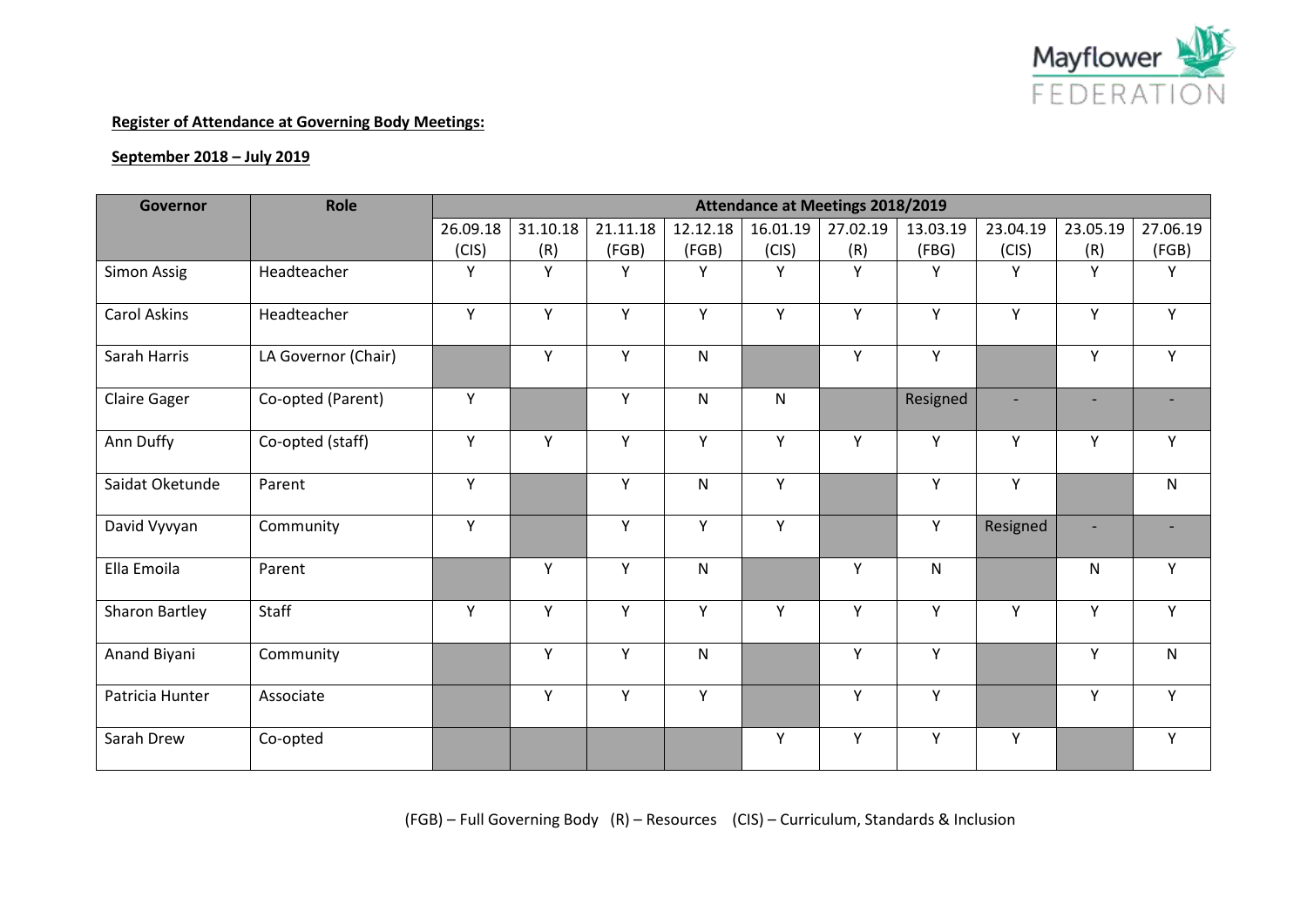**Register of Attendance at Governing Body Meetings:**

**September 2018 – July 2019**

| Governor | Role | Attendance at Meetings 2018/2019 | | | | | | | | | |
|---|---|---|---|---|---|---|---|---|---|---|---|
| | | 26.09.18 (CIS) | 31.10.18 (R) | 21.11.18 (FGB) | 12.12.18 (FGB) | 16.01.19 (CIS) | 27.02.19 (R) | 13.03.19 (FBG) | 23.04.19 (CIS) | 23.05.19 (R) | 27.06.19 (FGB) |
| Simon Assig | Headteacher | Y | Y | Y | Y | Y | Y | Y | Y | Y | Y |
| Carol Askins | Headteacher | Y | Y | Y | Y | Y | Y | Y | Y | Y | Y |
| Sarah Harris | LA Governor (Chair) | | Y | Y | N | | Y | Y | | Y | Y |
| Claire Gager | Co-opted (Parent) | Y | | Y | N | N | | Resigned | - | - | - |
| Ann Duffy | Co-opted (staff) | Y | Y | Y | Y | Y | Y | Y | Y | Y | Y |
| Saidat Oketunde | Parent | Y | | Y | N | Y | | Y | Y | | N |
| David Vyvyan | Community | Y | | Y | Y | Y | | Y | Resigned | - | - |
| Ella Emoila | Parent | | Y | Y | N | | Y | N | | N | Y |
| Sharon Bartley | Staff | Y | Y | Y | Y | Y | Y | Y | Y | Y | Y |
| Anand Biyani | Community | | Y | Y | N | | Y | Y | | Y | N |
| Patricia Hunter | Associate | | Y | Y | Y | | Y | Y | | Y | Y |
| Sarah Drew | Co-opted | | | | | Y | Y | Y | Y | | Y |

(FGB) – Full Governing Body (R) – Resources (CIS) – Curriculum, Standards & Inclusion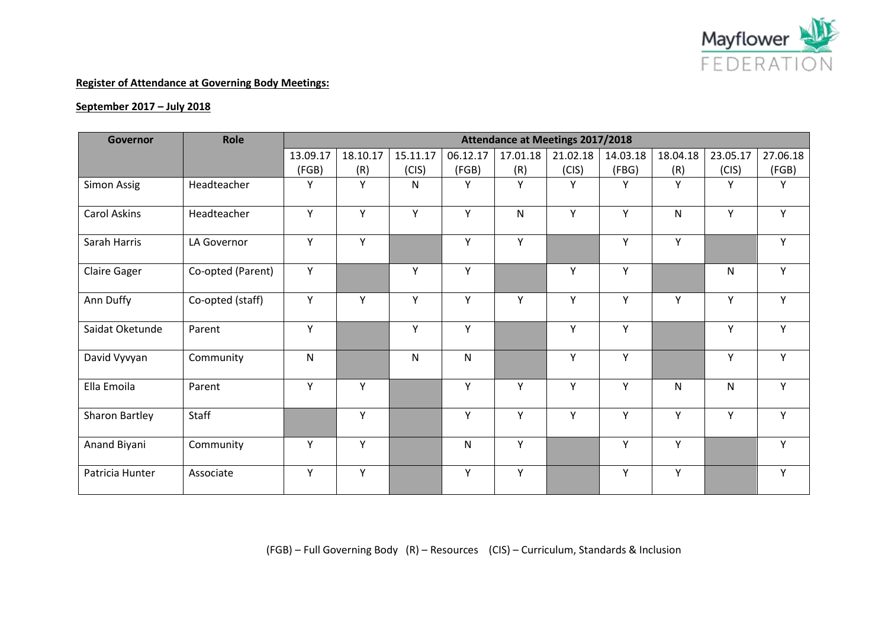**Register of Attendance at Governing Body Meetings:**

**September 2017 – July 2018**

| Governor | Role | Attendance at Meetings 2017/2018 | | | | | | | | | |
|---|---|---|---|---|---|---|---|---|---|---|---|
| | | 13.09.17 (FGB) | 18.10.17 (R) | 15.11.17 (CIS) | 06.12.17 (FGB) | 17.01.18 (R) | 21.02.18 (CIS) | 14.03.18 (FBG) | 18.04.18 (R) | 23.05.17 (CIS) | 27.06.18 (FGB) |
| Simon Assig | Headteacher | Y | Y | N | Y | Y | Y | Y | Y | Y | Y |
| Carol Askins | Headteacher | Y | Y | Y | Y | N | Y | Y | N | Y | Y |
| Sarah Harris | LA Governor | Y | Y | | Y | Y | | Y | Y | | Y |
| Claire Gager | Co-opted (Parent) | Y | | Y | Y | | Y | Y | | N | Y |
| Ann Duffy | Co-opted (staff) | Y | Y | Y | Y | Y | Y | Y | Y | Y | Y |
| Saidat Oketunde | Parent | Y | | Y | Y | | Y | Y | | Y | Y |
| David Vyvyan | Community | N | | N | N | | Y | Y | | Y | Y |
| Ella Emoila | Parent | Y | Y | | Y | Y | Y | Y | N | N | Y |
| Sharon Bartley | Staff | | Y | | Y | Y | Y | Y | Y | Y | Y |
| Anand Biyani | Community | Y | Y | | N | Y | | Y | Y | | Y |
| Patricia Hunter | Associate | Y | Y | | Y | Y | | Y | Y | | Y |

(FGB) – Full Governing Body (R) – Resources (CIS) – Curriculum, Standards & Inclusion